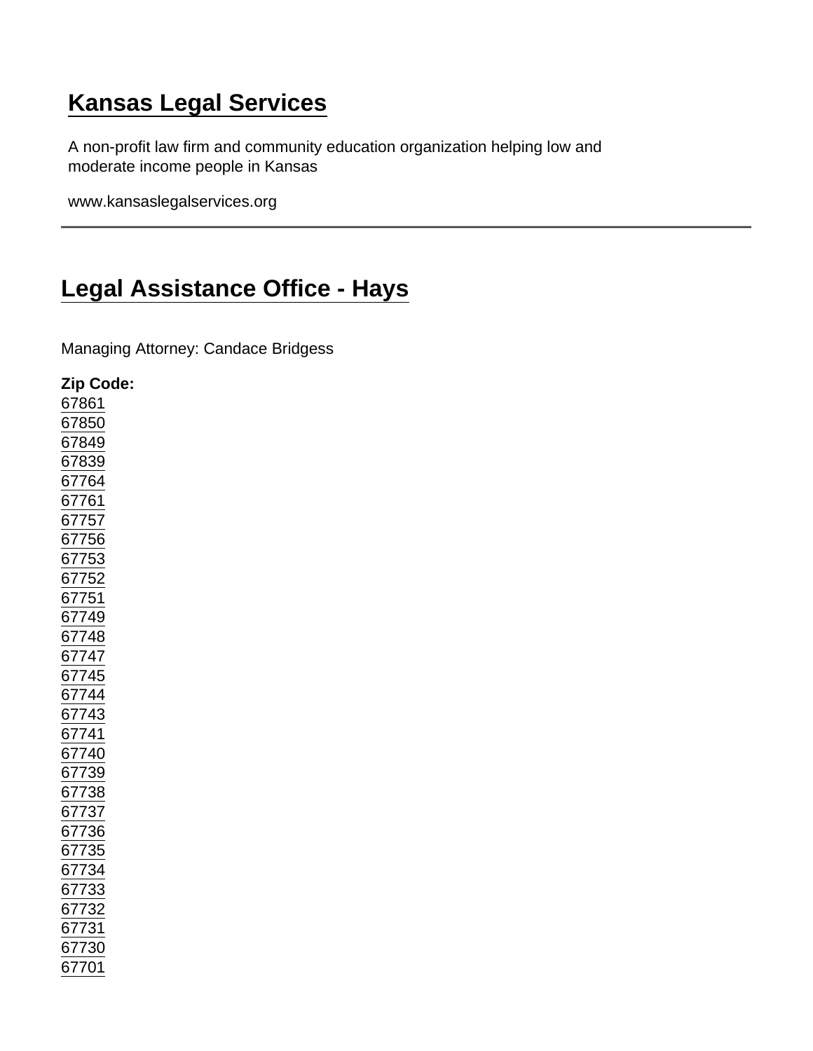# Kansas Legal Services

A non-profit law firm and community education organization helping low and moderate income people in Kansas

www.kansaslegalservices.org

---

## Legal Assistance Office - Hays

Managing Attorney: Candace Bridgess

**Zip Code:**
67861
67850
67849
67839
67764
67761
67757
67756
67753
67752
67751
67749
67748
67747
67745
67744
67743
67741
67740
67739
67738
67737
67736
67735
67734
67733
67732
67731
67730
67701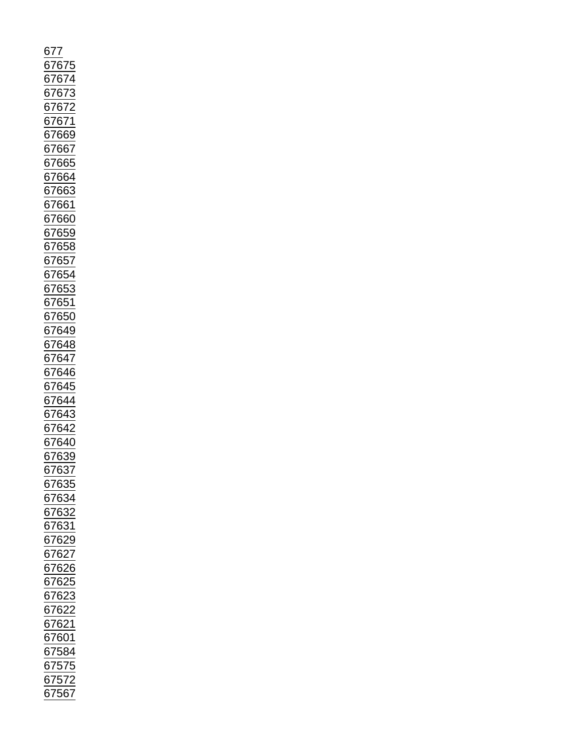677
67675
67674
67673
67672
67671
67669
67667
67665
67664
67663
67661
67660
67659
67658
67657
67654
67653
67651
67650
67649
67648
67647
67646
67645
67644
67643
67642
67640
67639
67637
67635
67634
67632
67631
67629
67627
67626
67625
67623
67622
67621
67601
67584
67575
67572
67567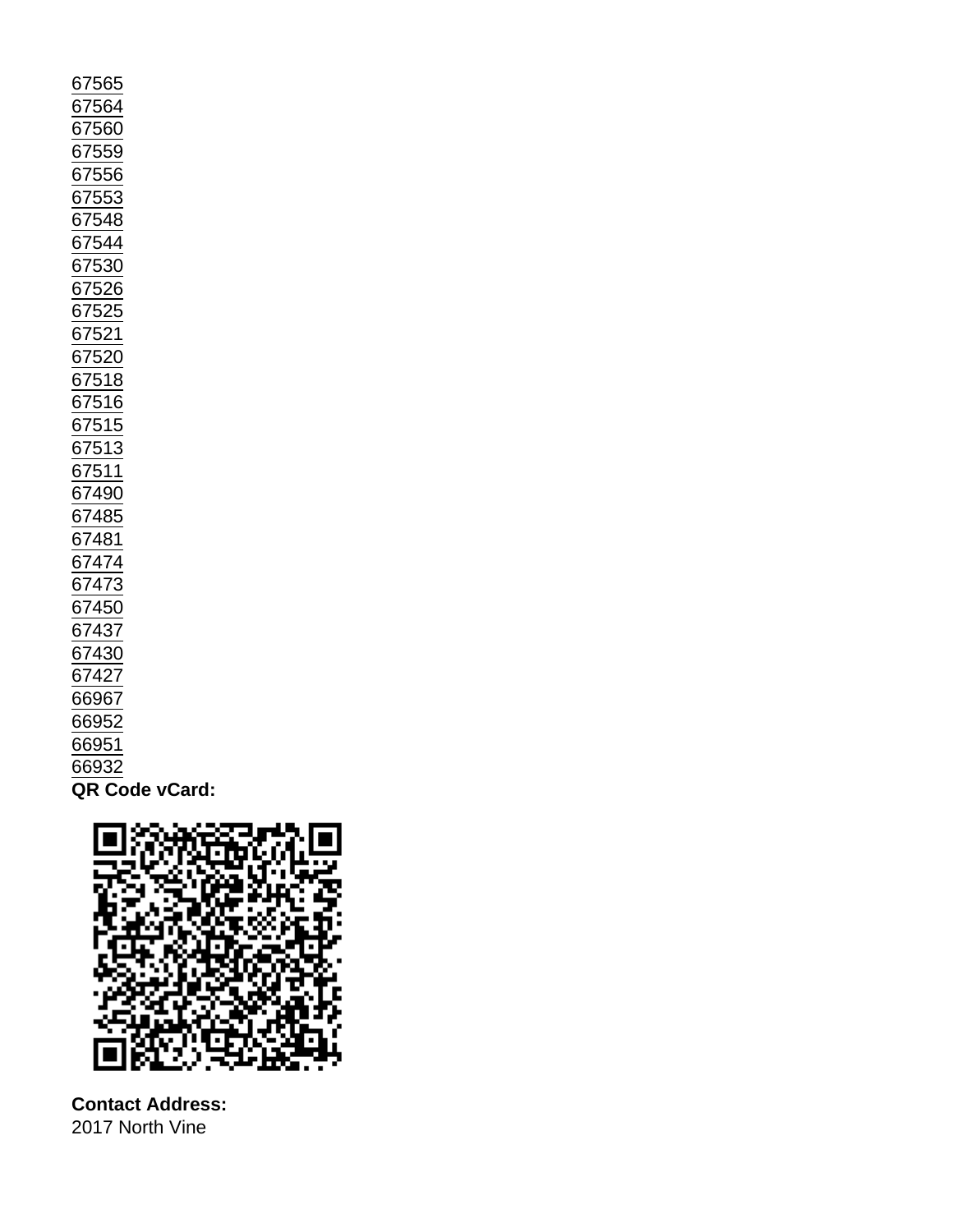67565
67564
67560
67559
67556
67553
67548
67544
67530
67526
67525
67521
67520
67518
67516
67515
67513
67511
67490
67485
67481
67474
67473
67450
67437
67430
67427
66967
66952
66951
66932

**QR Code vCard:**

**Contact Address:**
2017 North Vine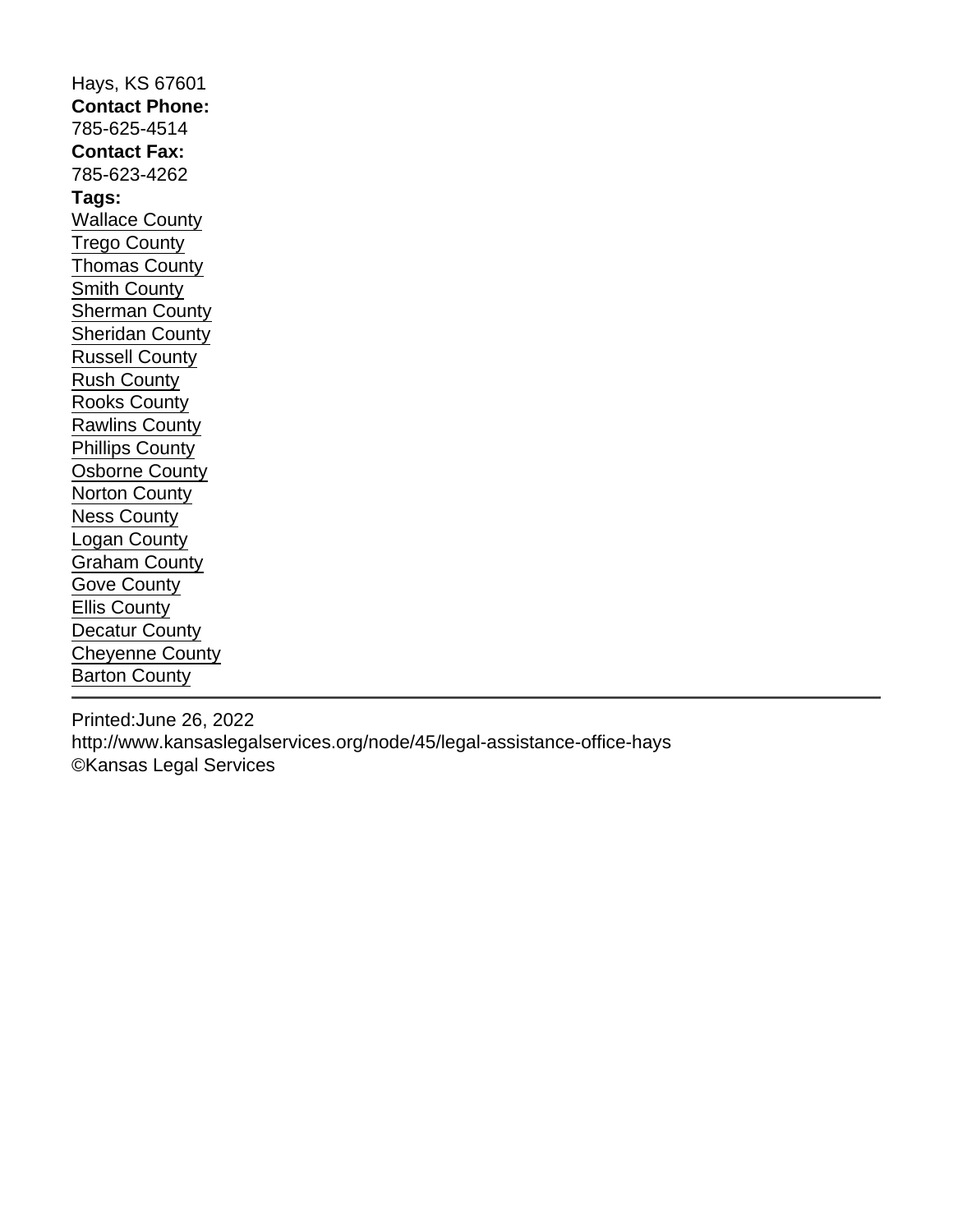Hays, KS 67601
**Contact Phone:**
785-625-4514
**Contact Fax:**
785-623-4262
**Tags:**
Wallace County
Trego County
Thomas County
Smith County
Sherman County
Sheridan County
Russell County
Rush County
Rooks County
Rawlins County
Phillips County
Osborne County
Norton County
Ness County
Logan County
Graham County
Gove County
Ellis County
Decatur County
Cheyenne County
Barton County

---

Printed:June 26, 2022
http://www.kansaslegalservices.org/node/45/legal-assistance-office-hays
©Kansas Legal Services